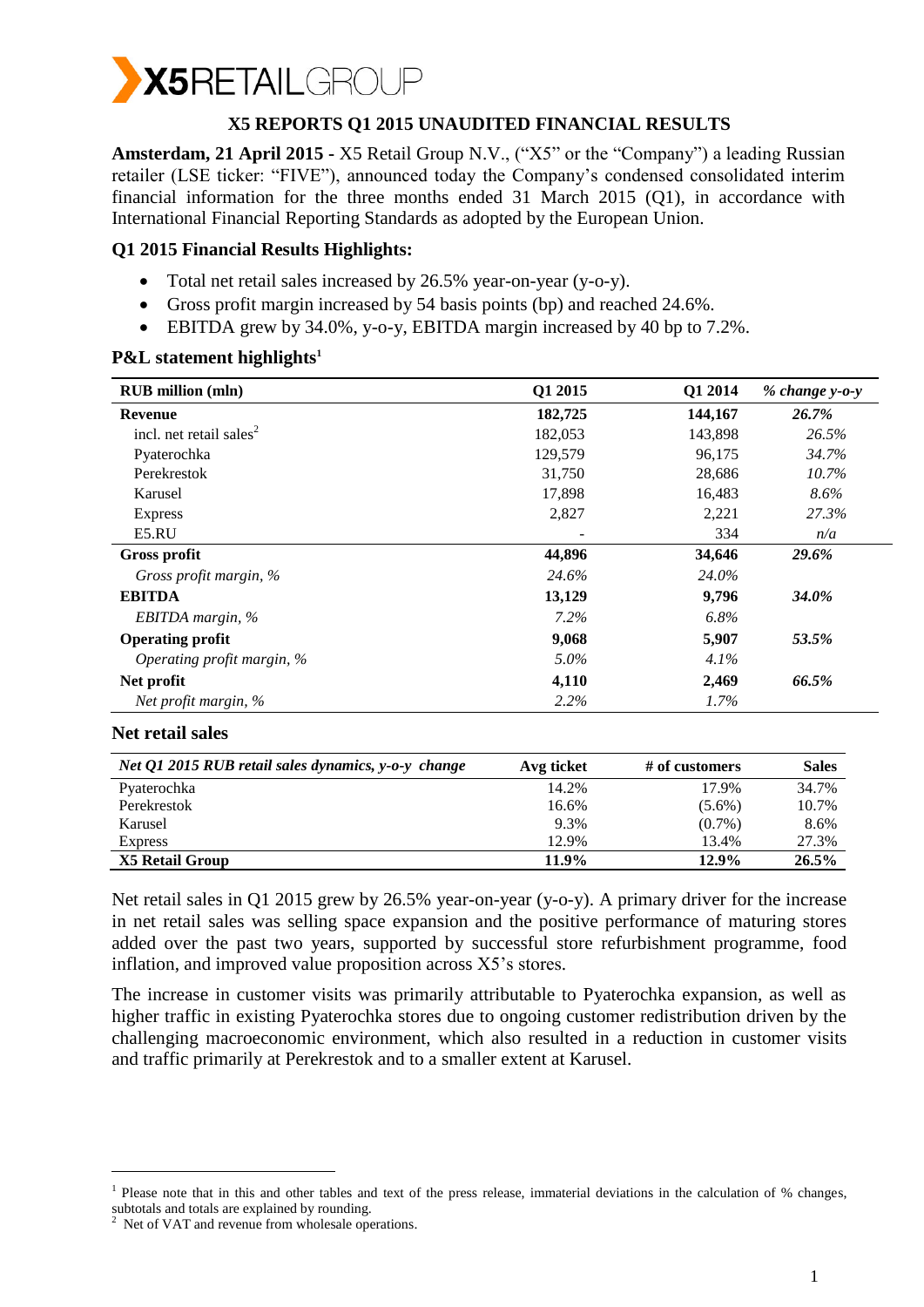# X5 REPORTS Q1 2015 UNAUDITED FINANCIAL RESULTS

**Amsterdam, 21 April 2015** - X5 Retail Group N.V., ("X5" or the "Company") a leading Russian retailer (LSE ticker: "FIVE"), announced today the Company's condensed consolidated interim financial information for the three months ended 31 March 2015 (Q1), in accordance with International Financial Reporting Standards as adopted by the European Union.

### Q1 2015 Financial Results Highlights:

- Total net retail sales increased by 26.5% year-on-year (y-o-y).
- Gross profit margin increased by 54 basis points (bp) and reached 24.6%.
- EBITDA grew by 34.0%, y-o-y, EBITDA margin increased by 40 bp to 7.2%.

### P&L statement highlights[1]

| RUB million (mln) | Q1 2015 | Q1 2014 | *% change y-o-y* |
|---|---|---|---|
| **Revenue** | **182,725** | **144,167** | ***26.7%*** |
| incl. net retail sales[2] | 182,053 | 143,898 | *26.5%* |
| Pyaterochka | 129,579 | 96,175 | *34.7%* |
| Perekrestok | 31,750 | 28,686 | *10.7%* |
| Karusel | 17,898 | 16,483 | *8.6%* |
| Express | 2,827 | 2,221 | *27.3%* |
| E5.RU | - | 334 | *n/a* |
| **Gross profit** | **44,896** | **34,646** | ***29.6%*** |
| *Gross profit margin, %* | *24.6%* | *24.0%* | |
| **EBITDA** | **13,129** | **9,796** | ***34.0%*** |
| *EBITDA margin, %* | *7.2%* | *6.8%* | |
| **Operating profit** | **9,068** | **5,907** | ***53.5%*** |
| *Operating profit margin, %* | *5.0%* | *4.1%* | |
| **Net profit** | **4,110** | **2,469** | ***66.5%*** |
| *Net profit margin, %* | *2.2%* | *1.7%* | |

### Net retail sales

| *Net Q1 2015 RUB retail sales dynamics, y-o-y change* | Avg ticket | # of customers | Sales |
|---|---|---|---|
| Pyaterochka | 14.2% | 17.9% | 34.7% |
| Perekrestok | 16.6% | (5.6%) | 10.7% |
| Karusel | 9.3% | (0.7%) | 8.6% |
| Express | 12.9% | 13.4% | 27.3% |
| **X5 Retail Group** | **11.9%** | **12.9%** | **26.5%** |

Net retail sales in Q1 2015 grew by 26.5% year-on-year (y-o-y). A primary driver for the increase in net retail sales was selling space expansion and the positive performance of maturing stores added over the past two years, supported by successful store refurbishment programme, food inflation, and improved value proposition across X5's stores.

The increase in customer visits was primarily attributable to Pyaterochka expansion, as well as higher traffic in existing Pyaterochka stores due to ongoing customer redistribution driven by the challenging macroeconomic environment, which also resulted in a reduction in customer visits and traffic primarily at Perekrestok and to a smaller extent at Karusel.

---

[1] Please note that in this and other tables and text of the press release, immaterial deviations in the calculation of % changes, subtotals and totals are explained by rounding.

[2] Net of VAT and revenue from wholesale operations.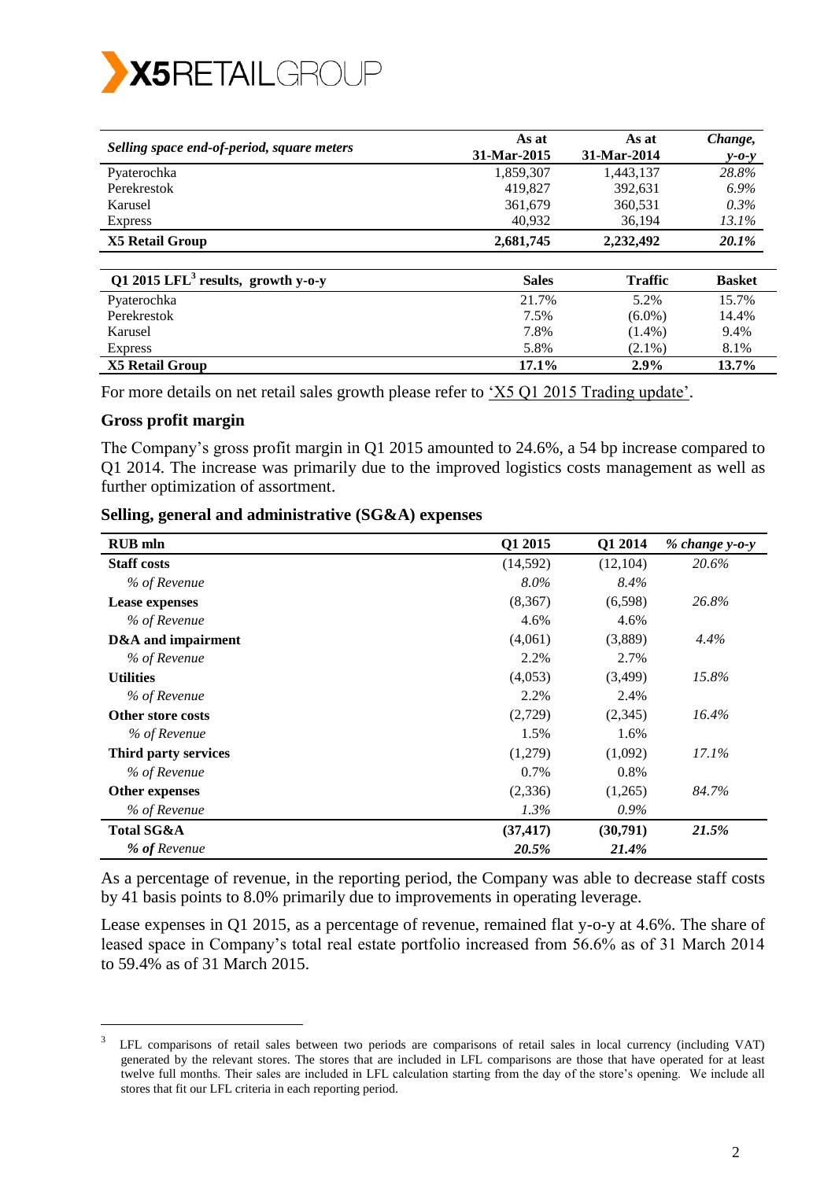| Selling space end-of-period, square meters | As at 31-Mar-2015 | As at 31-Mar-2014 | Change, y-o-y |
|---|---|---|---|
| Pyaterochka | 1,859,307 | 1,443,137 | *28.8%* |
| Perekrestok | 419,827 | 392,631 | *6.9%* |
| Karusel | 361,679 | 360,531 | *0.3%* |
| Express | 40,932 | 36,194 | *13.1%* |
| **X5 Retail Group** | **2,681,745** | **2,232,492** | ***20.1%*** |

| Q1 2015 LFL[3] results, growth y-o-y | Sales | Traffic | Basket |
|---|---|---|---|
| Pyaterochka | 21.7% | 5.2% | 15.7% |
| Perekrestok | 7.5% | (6.0%) | 14.4% |
| Karusel | 7.8% | (1.4%) | 9.4% |
| Express | 5.8% | (2.1%) | 8.1% |
| **X5 Retail Group** | **17.1%** | **2.9%** | **13.7%** |

For more details on net retail sales growth please refer to 'X5 Q1 2015 Trading update'.

### Gross profit margin

The Company's gross profit margin in Q1 2015 amounted to 24.6%, a 54 bp increase compared to Q1 2014. The increase was primarily due to the improved logistics costs management as well as further optimization of assortment.

### Selling, general and administrative (SG&A) expenses

| RUB mln | Q1 2015 | Q1 2014 | % change y-o-y |
|---|---|---|---|
| **Staff costs** | (14,592) | (12,104) | *20.6%* |
| *% of Revenue* | *8.0%* | *8.4%* | |
| **Lease expenses** | (8,367) | (6,598) | *26.8%* |
| *% of Revenue* | 4.6% | 4.6% | |
| **D&A and impairment** | (4,061) | (3,889) | *4.4%* |
| *% of Revenue* | 2.2% | 2.7% | |
| **Utilities** | (4,053) | (3,499) | *15.8%* |
| *% of Revenue* | 2.2% | 2.4% | |
| **Other store costs** | (2,729) | (2,345) | *16.4%* |
| *% of Revenue* | 1.5% | 1.6% | |
| **Third party services** | (1,279) | (1,092) | *17.1%* |
| *% of Revenue* | 0.7% | 0.8% | |
| **Other expenses** | (2,336) | (1,265) | *84.7%* |
| *% of Revenue* | *1.3%* | *0.9%* | |
| **Total SG&A** | **(37,417)** | **(30,791)** | ***21.5%*** |
| ***% of Revenue*** | ***20.5%*** | ***21.4%*** | |

As a percentage of revenue, in the reporting period, the Company was able to decrease staff costs by 41 basis points to 8.0% primarily due to improvements in operating leverage.

Lease expenses in Q1 2015, as a percentage of revenue, remained flat y-o-y at 4.6%. The share of leased space in Company's total real estate portfolio increased from 56.6% as of 31 March 2014 to 59.4% as of 31 March 2015.

---

[3] LFL comparisons of retail sales between two periods are comparisons of retail sales in local currency (including VAT) generated by the relevant stores. The stores that are included in LFL comparisons are those that have operated for at least twelve full months. Their sales are included in LFL calculation starting from the day of the store's opening. We include all stores that fit our LFL criteria in each reporting period.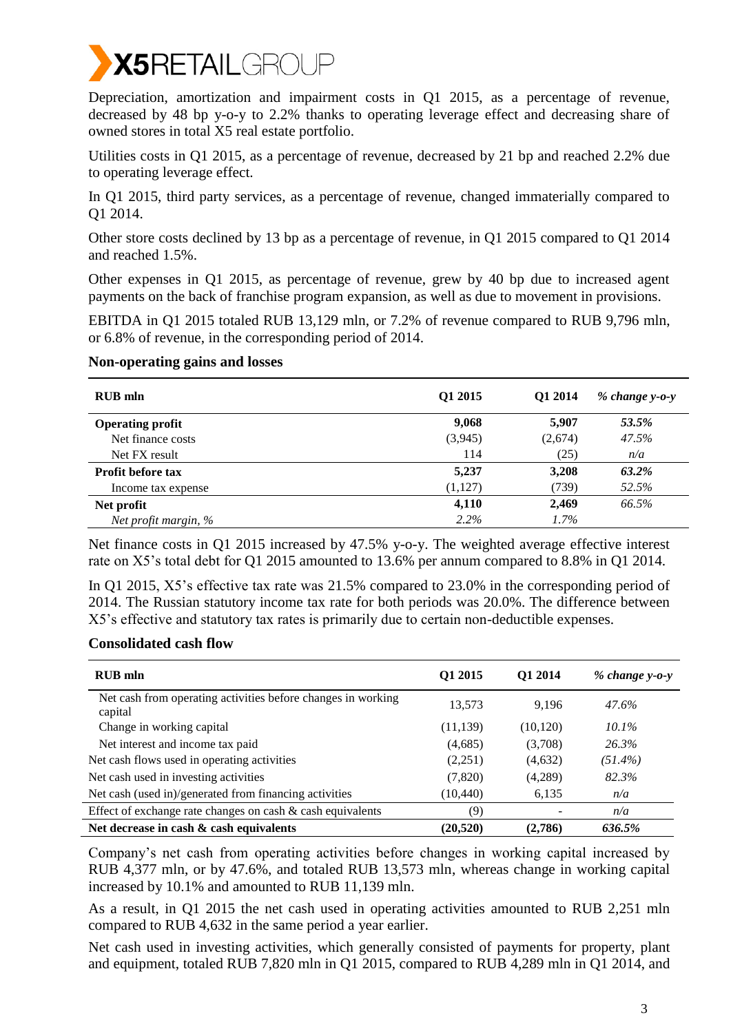Depreciation, amortization and impairment costs in Q1 2015, as a percentage of revenue, decreased by 48 bp y-o-y to 2.2% thanks to operating leverage effect and decreasing share of owned stores in total X5 real estate portfolio.

Utilities costs in Q1 2015, as a percentage of revenue, decreased by 21 bp and reached 2.2% due to operating leverage effect.

In Q1 2015, third party services, as a percentage of revenue, changed immaterially compared to Q1 2014.

Other store costs declined by 13 bp as a percentage of revenue, in Q1 2015 compared to Q1 2014 and reached 1.5%.

Other expenses in Q1 2015, as percentage of revenue, grew by 40 bp due to increased agent payments on the back of franchise program expansion, as well as due to movement in provisions.

EBITDA in Q1 2015 totaled RUB 13,129 mln, or 7.2% of revenue compared to RUB 9,796 mln, or 6.8% of revenue, in the corresponding period of 2014.

### Non-operating gains and losses

| RUB mln | Q1 2015 | Q1 2014 | *% change y-o-y* |
|---|---|---|---|
| **Operating profit** | **9,068** | **5,907** | ***53.5%*** |
| Net finance costs | (3,945) | (2,674) | *47.5%* |
| Net FX result | 114 | (25) | *n/a* |
| **Profit before tax** | **5,237** | **3,208** | ***63.2%*** |
| Income tax expense | (1,127) | (739) | *52.5%* |
| **Net profit** | **4,110** | **2,469** | *66.5%* |
| *Net profit margin, %* | *2.2%* | *1.7%* | |

Net finance costs in Q1 2015 increased by 47.5% y-o-y. The weighted average effective interest rate on X5's total debt for Q1 2015 amounted to 13.6% per annum compared to 8.8% in Q1 2014.

In Q1 2015, X5's effective tax rate was 21.5% compared to 23.0% in the corresponding period of 2014. The Russian statutory income tax rate for both periods was 20.0%. The difference between X5's effective and statutory tax rates is primarily due to certain non-deductible expenses.

### Consolidated cash flow

| RUB mln | Q1 2015 | Q1 2014 | *% change y-o-y* |
|---|---|---|---|
| Net cash from operating activities before changes in working capital | 13,573 | 9,196 | *47.6%* |
| Change in working capital | (11,139) | (10,120) | *10.1%* |
| Net interest and income tax paid | (4,685) | (3,708) | *26.3%* |
| Net cash flows used in operating activities | (2,251) | (4,632) | *(51.4%)* |
| Net cash used in investing activities | (7,820) | (4,289) | *82.3%* |
| Net cash (used in)/generated from financing activities | (10,440) | 6,135 | *n/a* |
| Effect of exchange rate changes on cash & cash equivalents | (9) | - | *n/a* |
| **Net decrease in cash & cash equivalents** | **(20,520)** | **(2,786)** | ***636.5%*** |

Company's net cash from operating activities before changes in working capital increased by RUB 4,377 mln, or by 47.6%, and totaled RUB 13,573 mln, whereas change in working capital increased by 10.1% and amounted to RUB 11,139 mln.

As a result, in Q1 2015 the net cash used in operating activities amounted to RUB 2,251 mln compared to RUB 4,632 in the same period a year earlier.

Net cash used in investing activities, which generally consisted of payments for property, plant and equipment, totaled RUB 7,820 mln in Q1 2015, compared to RUB 4,289 mln in Q1 2014, and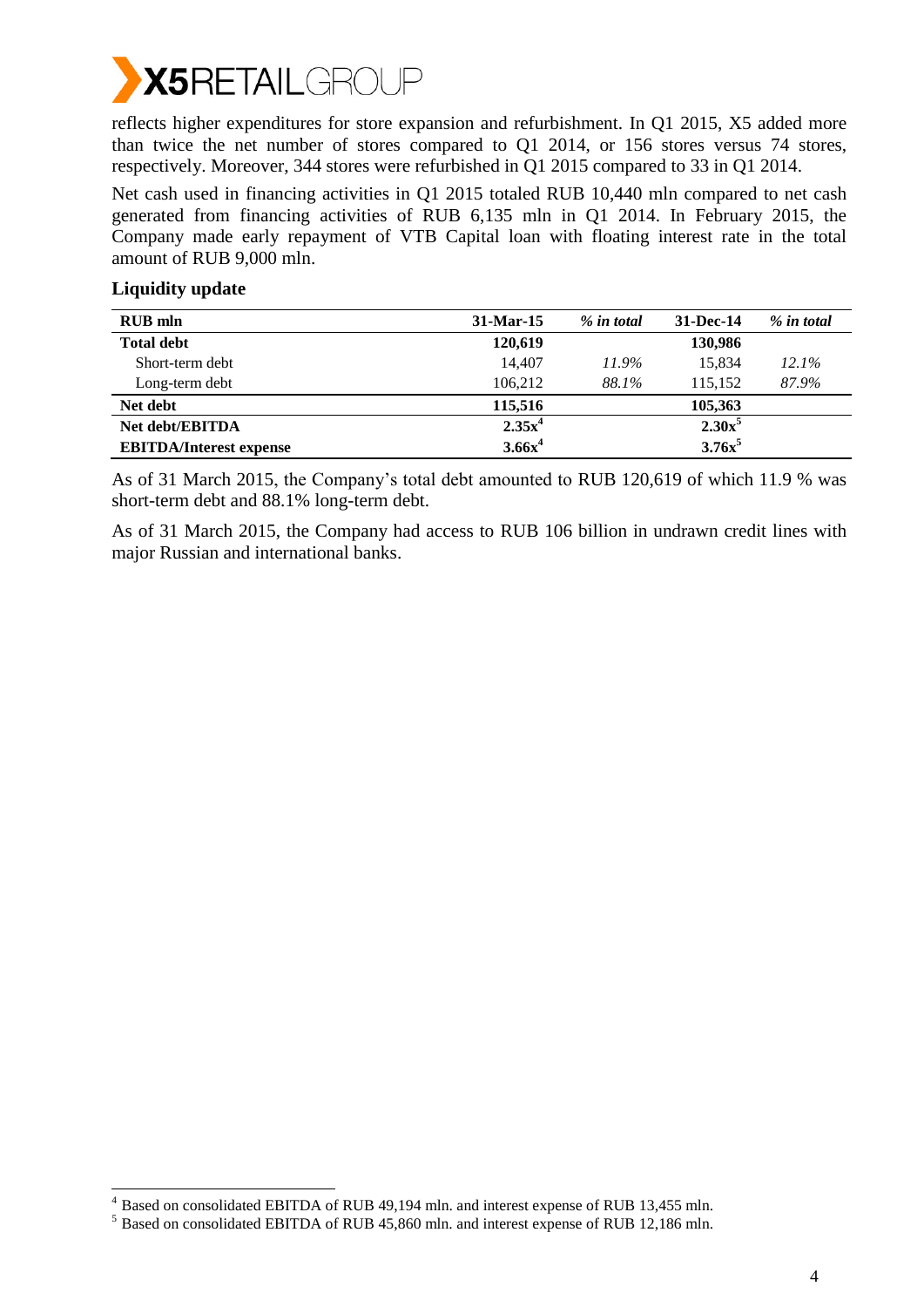reflects higher expenditures for store expansion and refurbishment. In Q1 2015, X5 added more than twice the net number of stores compared to Q1 2014, or 156 stores versus 74 stores, respectively. Moreover, 344 stores were refurbished in Q1 2015 compared to 33 in Q1 2014.

Net cash used in financing activities in Q1 2015 totaled RUB 10,440 mln compared to net cash generated from financing activities of RUB 6,135 mln in Q1 2014. In February 2015, the Company made early repayment of VTB Capital loan with floating interest rate in the total amount of RUB 9,000 mln.

## Liquidity update

| RUB mln | 31-Mar-15 | *% in total* | 31-Dec-14 | *% in total* |
|---|---|---|---|---|
| **Total debt** | **120,619** | | **130,986** | |
| Short-term debt | 14,407 | *11.9%* | 15,834 | *12.1%* |
| Long-term debt | 106,212 | *88.1%* | 115,152 | *87.9%* |
| **Net debt** | **115,516** | | **105,363** | |
| **Net debt/EBITDA** | **2.35x**[4] | | **2.30x**[5] | |
| **EBITDA/Interest expense** | **3.66x**[4] | | **3.76x**[5] | |

As of 31 March 2015, the Company's total debt amounted to RUB 120,619 of which 11.9 % was short-term debt and 88.1% long-term debt.

As of 31 March 2015, the Company had access to RUB 106 billion in undrawn credit lines with major Russian and international banks.

[4] Based on consolidated EBITDA of RUB 49,194 mln. and interest expense of RUB 13,455 mln.

[5] Based on consolidated EBITDA of RUB 45,860 mln. and interest expense of RUB 12,186 mln.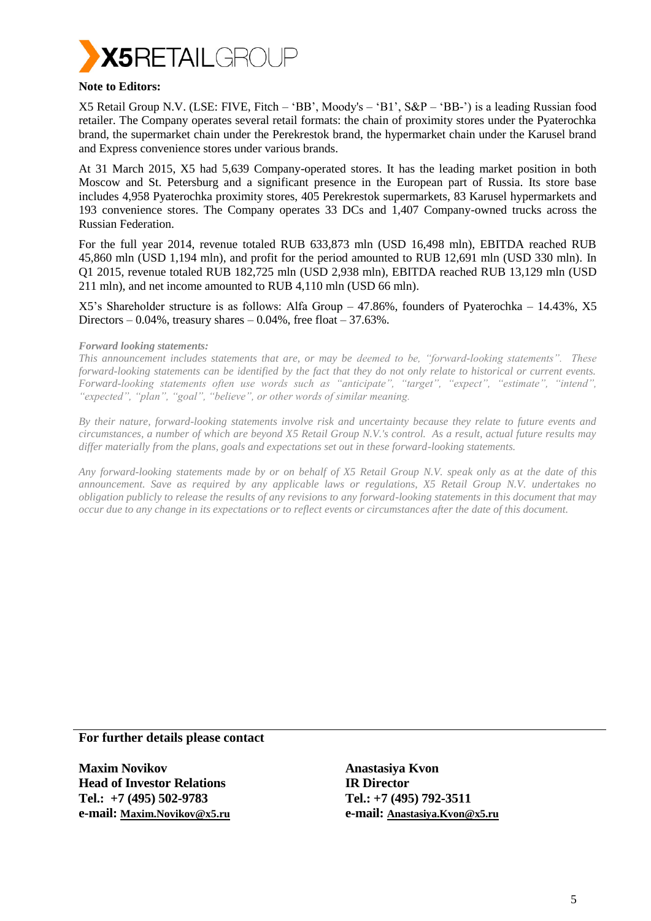**Note to Editors:**

X5 Retail Group N.V. (LSE: FIVE, Fitch – 'BB', Moody's – 'B1', S&P – 'BB-') is a leading Russian food retailer. The Company operates several retail formats: the chain of proximity stores under the Pyaterochka brand, the supermarket chain under the Perekrestok brand, the hypermarket chain under the Karusel brand and Express convenience stores under various brands.

At 31 March 2015, X5 had 5,639 Company-operated stores. It has the leading market position in both Moscow and St. Petersburg and a significant presence in the European part of Russia. Its store base includes 4,958 Pyaterochka proximity stores, 405 Perekrestok supermarkets, 83 Karusel hypermarkets and 193 convenience stores. The Company operates 33 DCs and 1,407 Company-owned trucks across the Russian Federation.

For the full year 2014, revenue totaled RUB 633,873 mln (USD 16,498 mln), EBITDA reached RUB 45,860 mln (USD 1,194 mln), and profit for the period amounted to RUB 12,691 mln (USD 330 mln). In Q1 2015, revenue totaled RUB 182,725 mln (USD 2,938 mln), EBITDA reached RUB 13,129 mln (USD 211 mln), and net income amounted to RUB 4,110 mln (USD 66 mln).

X5's Shareholder structure is as follows: Alfa Group – 47.86%, founders of Pyaterochka – 14.43%, X5 Directors – 0.04%, treasury shares – 0.04%, free float – 37.63%.

***Forward looking statements:***

*This announcement includes statements that are, or may be deemed to be, "forward-looking statements". These forward-looking statements can be identified by the fact that they do not only relate to historical or current events. Forward-looking statements often use words such as "anticipate", "target", "expect", "estimate", "intend", "expected", "plan", "goal", "believe", or other words of similar meaning.*

*By their nature, forward-looking statements involve risk and uncertainty because they relate to future events and circumstances, a number of which are beyond X5 Retail Group N.V.'s control. As a result, actual future results may differ materially from the plans, goals and expectations set out in these forward-looking statements.*

*Any forward-looking statements made by or on behalf of X5 Retail Group N.V. speak only as at the date of this announcement. Save as required by any applicable laws or regulations, X5 Retail Group N.V. undertakes no obligation publicly to release the results of any revisions to any forward-looking statements in this document that may occur due to any change in its expectations or to reflect events or circumstances after the date of this document.*

**For further details please contact**

**Maxim Novikov**
**Head of Investor Relations**
**Tel.: +7 (495) 502-9783**
**e-mail: Maxim.Novikov@x5.ru**

**Anastasiya Kvon**
**IR Director**
**Tel.: +7 (495) 792-3511**
**e-mail: Anastasiya.Kvon@x5.ru**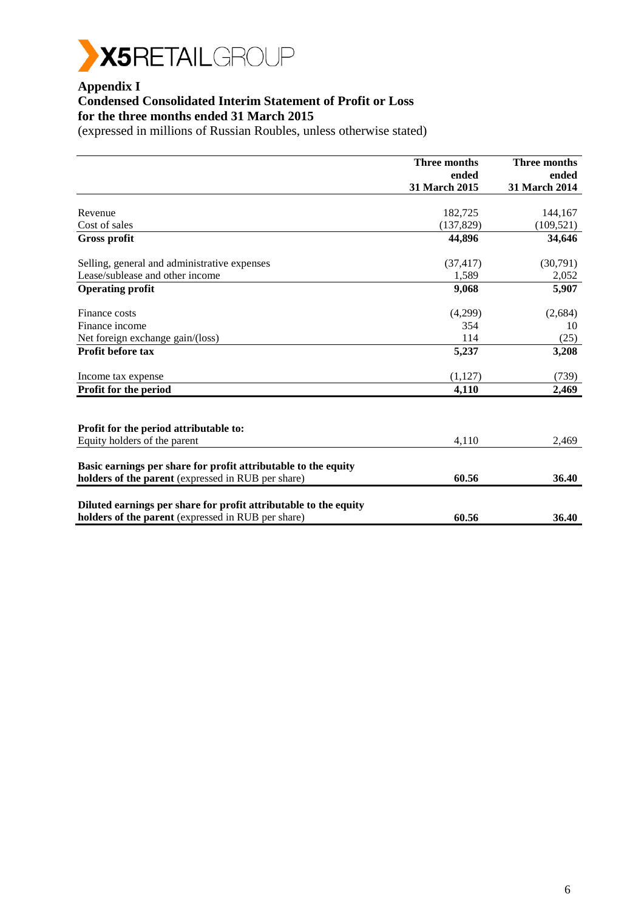X5RETAILGROUP

## Appendix I
## Condensed Consolidated Interim Statement of Profit or Loss
## for the three months ended 31 March 2015

(expressed in millions of Russian Roubles, unless otherwise stated)

| | Three months ended 31 March 2015 | Three months ended 31 March 2014 |
|---|---|---|
| Revenue | 182,725 | 144,167 |
| Cost of sales | (137,829) | (109,521) |
| **Gross profit** | **44,896** | **34,646** |
| Selling, general and administrative expenses | (37,417) | (30,791) |
| Lease/sublease and other income | 1,589 | 2,052 |
| **Operating profit** | **9,068** | **5,907** |
| Finance costs | (4,299) | (2,684) |
| Finance income | 354 | 10 |
| Net foreign exchange gain/(loss) | 114 | (25) |
| **Profit before tax** | **5,237** | **3,208** |
| Income tax expense | (1,127) | (739) |
| **Profit for the period** | **4,110** | **2,469** |
| **Profit for the period attributable to:** | | |
| Equity holders of the parent | 4,110 | 2,469 |
| **Basic earnings per share for profit attributable to the equity holders of the parent** (expressed in RUB per share) | **60.56** | **36.40** |
| **Diluted earnings per share for profit attributable to the equity holders of the parent** (expressed in RUB per share) | **60.56** | **36.40** |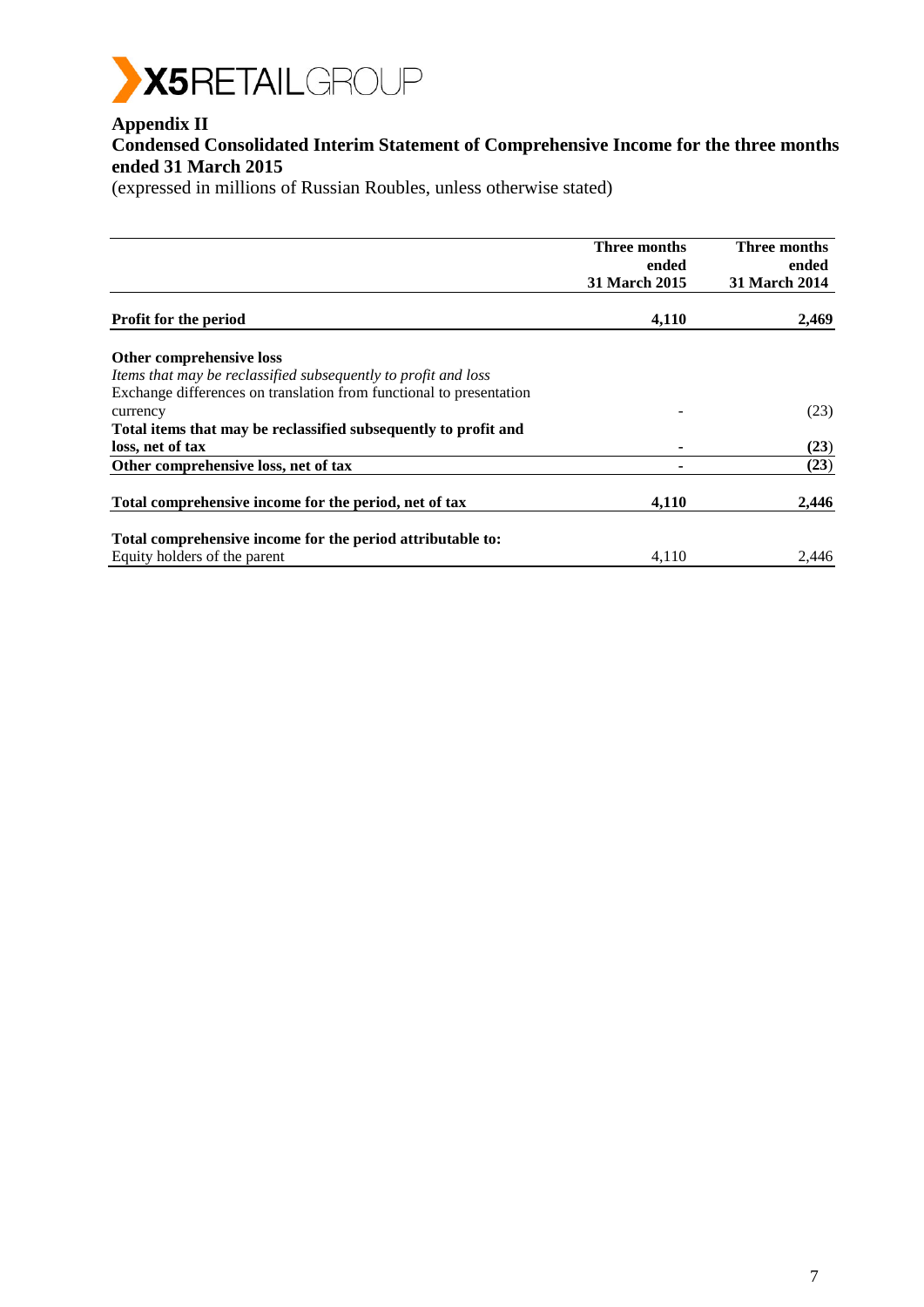## Appendix II

## Condensed Consolidated Interim Statement of Comprehensive Income for the three months ended 31 March 2015

(expressed in millions of Russian Roubles, unless otherwise stated)

| | Three months ended 31 March 2015 | Three months ended 31 March 2014 |
|---|---|---|
| **Profit for the period** | **4,110** | **2,469** |
| | | |
| **Other comprehensive loss** | | |
| *Items that may be reclassified subsequently to profit and loss* | | |
| Exchange differences on translation from functional to presentation currency | - | (23) |
| **Total items that may be reclassified subsequently to profit and loss, net of tax** | **-** | **(23)** |
| **Other comprehensive loss, net of tax** | **-** | **(23)** |
| | | |
| **Total comprehensive income for the period, net of tax** | **4,110** | **2,446** |
| | | |
| **Total comprehensive income for the period attributable to:** | | |
| Equity holders of the parent | 4,110 | 2,446 |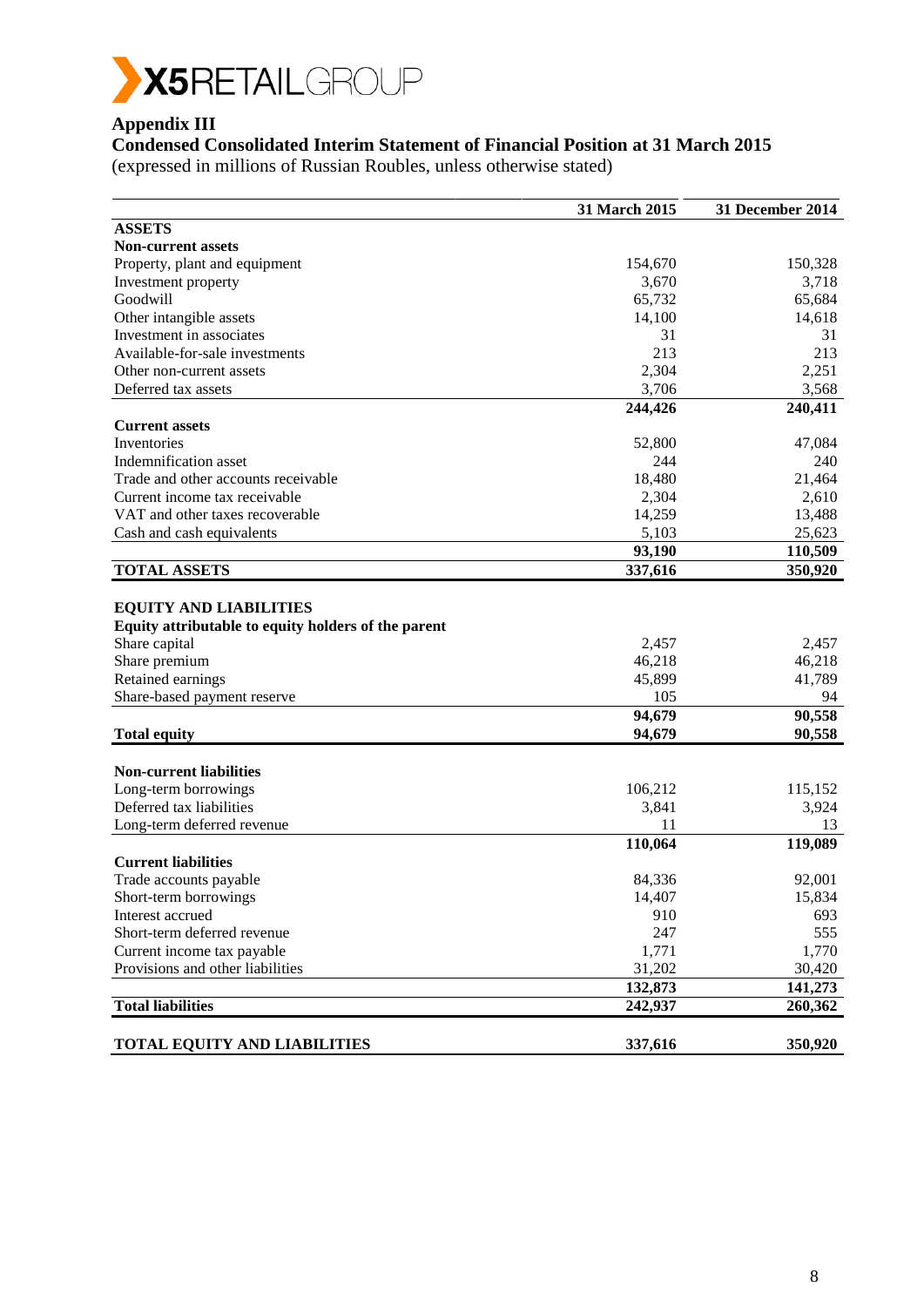X5 RETAIL GROUP

# Appendix III

## Condensed Consolidated Interim Statement of Financial Position at 31 March 2015

(expressed in millions of Russian Roubles, unless otherwise stated)

| | 31 March 2015 | 31 December 2014 |
|---|---|---|
| **ASSETS** | | |
| **Non-current assets** | | |
| Property, plant and equipment | 154,670 | 150,328 |
| Investment property | 3,670 | 3,718 |
| Goodwill | 65,732 | 65,684 |
| Other intangible assets | 14,100 | 14,618 |
| Investment in associates | 31 | 31 |
| Available-for-sale investments | 213 | 213 |
| Other non-current assets | 2,304 | 2,251 |
| Deferred tax assets | 3,706 | 3,568 |
| | **244,426** | **240,411** |
| **Current assets** | | |
| Inventories | 52,800 | 47,084 |
| Indemnification asset | 244 | 240 |
| Trade and other accounts receivable | 18,480 | 21,464 |
| Current income tax receivable | 2,304 | 2,610 |
| VAT and other taxes recoverable | 14,259 | 13,488 |
| Cash and cash equivalents | 5,103 | 25,623 |
| | **93,190** | **110,509** |
| **TOTAL ASSETS** | **337,616** | **350,920** |
| | | |
| **EQUITY AND LIABILITIES** | | |
| **Equity attributable to equity holders of the parent** | | |
| Share capital | 2,457 | 2,457 |
| Share premium | 46,218 | 46,218 |
| Retained earnings | 45,899 | 41,789 |
| Share-based payment reserve | 105 | 94 |
| | **94,679** | **90,558** |
| **Total equity** | **94,679** | **90,558** |
| | | |
| **Non-current liabilities** | | |
| Long-term borrowings | 106,212 | 115,152 |
| Deferred tax liabilities | 3,841 | 3,924 |
| Long-term deferred revenue | 11 | 13 |
| | **110,064** | **119,089** |
| **Current liabilities** | | |
| Trade accounts payable | 84,336 | 92,001 |
| Short-term borrowings | 14,407 | 15,834 |
| Interest accrued | 910 | 693 |
| Short-term deferred revenue | 247 | 555 |
| Current income tax payable | 1,771 | 1,770 |
| Provisions and other liabilities | 31,202 | 30,420 |
| | **132,873** | **141,273** |
| **Total liabilities** | **242,937** | **260,362** |
| | | |
| **TOTAL EQUITY AND LIABILITIES** | **337,616** | **350,920** |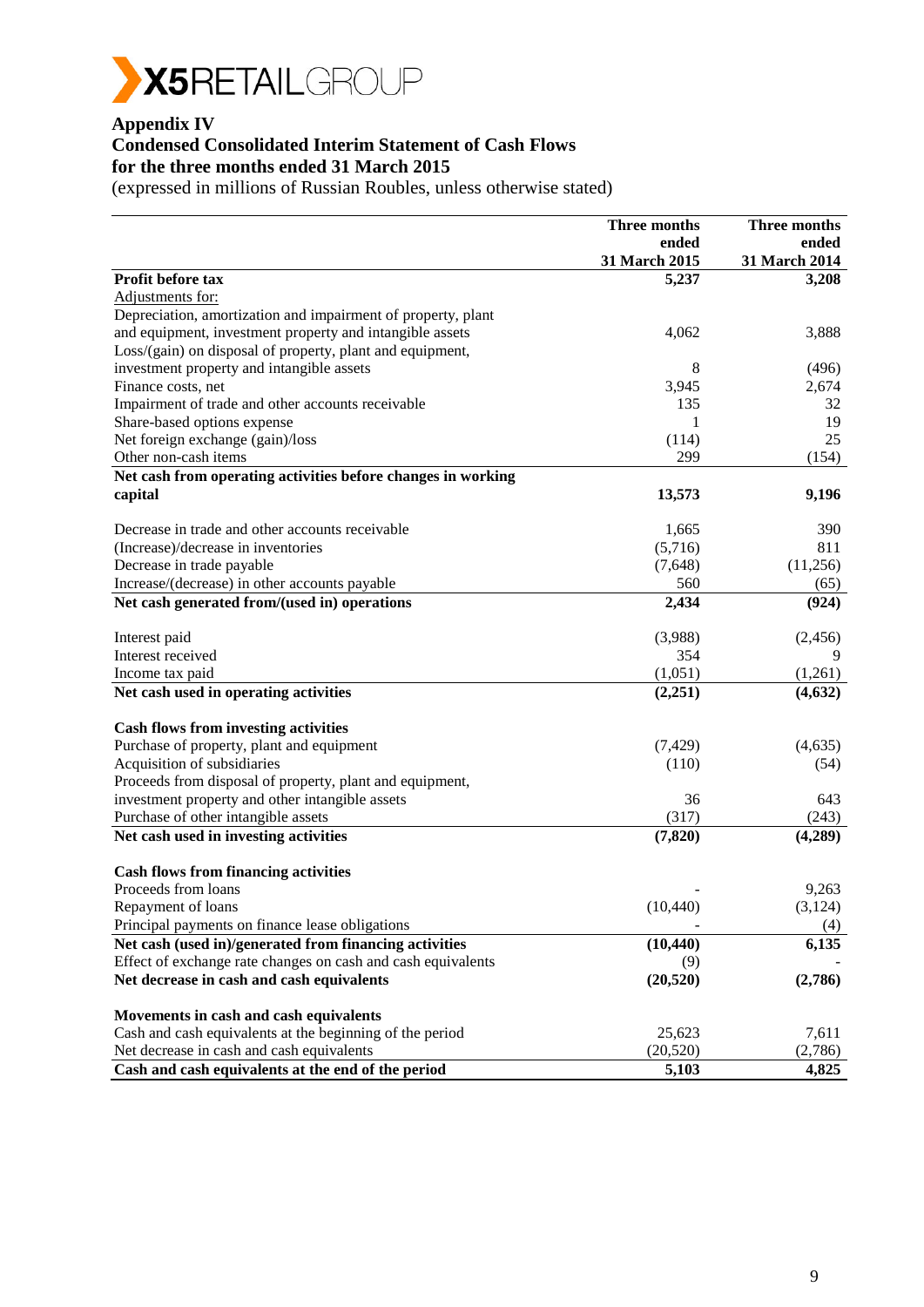# Appendix IV
## Condensed Consolidated Interim Statement of Cash Flows
## for the three months ended 31 March 2015

(expressed in millions of Russian Roubles, unless otherwise stated)

| | Three months ended 31 March 2015 | Three months ended 31 March 2014 |
|---|---|---|
| **Profit before tax** | **5,237** | **3,208** |
| Adjustments for: | | |
| Depreciation, amortization and impairment of property, plant and equipment, investment property and intangible assets | 4,062 | 3,888 |
| Loss/(gain) on disposal of property, plant and equipment, investment property and intangible assets | 8 | (496) |
| Finance costs, net | 3,945 | 2,674 |
| Impairment of trade and other accounts receivable | 135 | 32 |
| Share-based options expense | 1 | 19 |
| Net foreign exchange (gain)/loss | (114) | 25 |
| Other non-cash items | 299 | (154) |
| **Net cash from operating activities before changes in working capital** | **13,573** | **9,196** |
| Decrease in trade and other accounts receivable | 1,665 | 390 |
| (Increase)/decrease in inventories | (5,716) | 811 |
| Decrease in trade payable | (7,648) | (11,256) |
| Increase/(decrease) in other accounts payable | 560 | (65) |
| **Net cash generated from/(used in) operations** | **2,434** | **(924)** |
| Interest paid | (3,988) | (2,456) |
| Interest received | 354 | 9 |
| Income tax paid | (1,051) | (1,261) |
| **Net cash used in operating activities** | **(2,251)** | **(4,632)** |
| **Cash flows from investing activities** | | |
| Purchase of property, plant and equipment | (7,429) | (4,635) |
| Acquisition of subsidiaries | (110) | (54) |
| Proceeds from disposal of property, plant and equipment, investment property and other intangible assets | 36 | 643 |
| Purchase of other intangible assets | (317) | (243) |
| **Net cash used in investing activities** | **(7,820)** | **(4,289)** |
| **Cash flows from financing activities** | | |
| Proceeds from loans | - | 9,263 |
| Repayment of loans | (10,440) | (3,124) |
| Principal payments on finance lease obligations | - | (4) |
| **Net cash (used in)/generated from financing activities** | **(10,440)** | **6,135** |
| Effect of exchange rate changes on cash and cash equivalents | (9) | - |
| **Net decrease in cash and cash equivalents** | **(20,520)** | **(2,786)** |
| **Movements in cash and cash equivalents** | | |
| Cash and cash equivalents at the beginning of the period | 25,623 | 7,611 |
| Net decrease in cash and cash equivalents | (20,520) | (2,786) |
| **Cash and cash equivalents at the end of the period** | **5,103** | **4,825** |